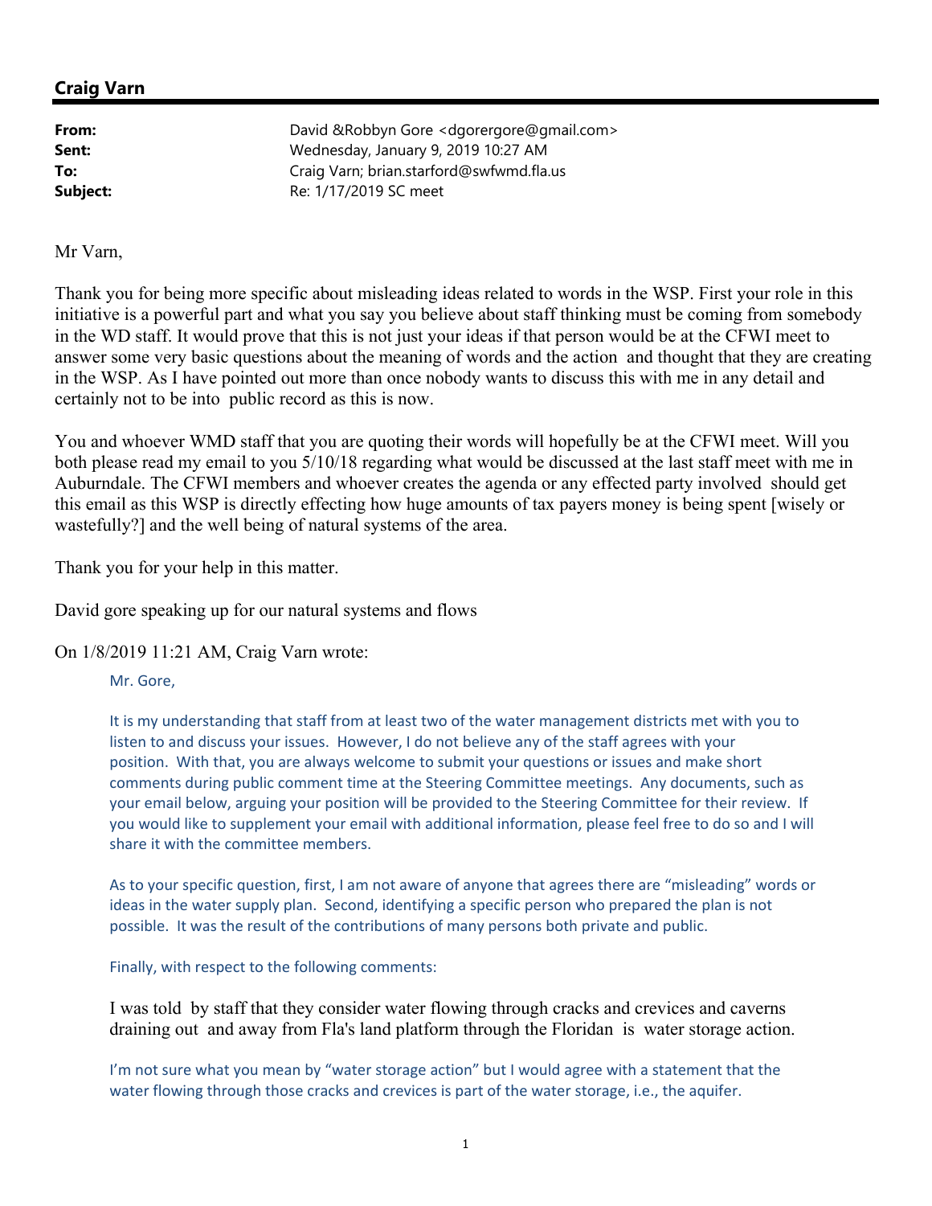## Craig Varn

**From:** David &Robbyn Gore <dgorergore@gmail.com>
**Sent:** Wednesday, January 9, 2019 10:27 AM
**To:** Craig Varn; brian.starford@swfwmd.fla.us
**Subject:** Re: 1/17/2019 SC meet

Mr Varn,

Thank you for being more specific about misleading ideas related to words in the WSP. First your role in this initiative is a powerful part and what you say you believe about staff thinking must be coming from somebody in the WD staff. It would prove that this is not just your ideas if that person would be at the CFWI meet to answer some very basic questions about the meaning of words and the action and thought that they are creating in the WSP. As I have pointed out more than once nobody wants to discuss this with me in any detail and certainly not to be into public record as this is now.

You and whoever WMD staff that you are quoting their words will hopefully be at the CFWI meet. Will you both please read my email to you 5/10/18 regarding what would be discussed at the last staff meet with me in Auburndale. The CFWI members and whoever creates the agenda or any effected party involved should get this email as this WSP is directly effecting how huge amounts of tax payers money is being spent [wisely or wastefully?] and the well being of natural systems of the area.

Thank you for your help in this matter.

David gore speaking up for our natural systems and flows

On 1/8/2019 11:21 AM, Craig Varn wrote:

> Mr. Gore,
>
> It is my understanding that staff from at least two of the water management districts met with you to listen to and discuss your issues. However, I do not believe any of the staff agrees with your position. With that, you are always welcome to submit your questions or issues and make short comments during public comment time at the Steering Committee meetings. Any documents, such as your email below, arguing your position will be provided to the Steering Committee for their review. If you would like to supplement your email with additional information, please feel free to do so and I will share it with the committee members.
>
> As to your specific question, first, I am not aware of anyone that agrees there are "misleading" words or ideas in the water supply plan. Second, identifying a specific person who prepared the plan is not possible. It was the result of the contributions of many persons both private and public.
>
> Finally, with respect to the following comments:
>
> I was told by staff that they consider water flowing through cracks and crevices and caverns draining out and away from Fla's land platform through the Floridan is water storage action.
>
> I'm not sure what you mean by "water storage action" but I would agree with a statement that the water flowing through those cracks and crevices is part of the water storage, i.e., the aquifer.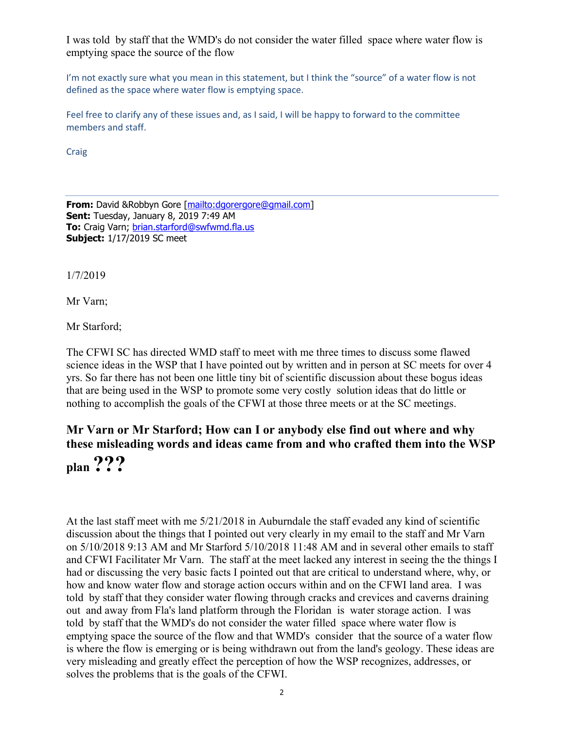I was told by staff that the WMD's do not consider the water filled space where water flow is emptying space the source of the flow

I'm not exactly sure what you mean in this statement, but I think the "source" of a water flow is not defined as the space where water flow is emptying space.

Feel free to clarify any of these issues and, as I said, I will be happy to forward to the committee members and staff.

Craig

---

**From:** David &Robbyn Gore [mailto:dgorergore@gmail.com]
**Sent:** Tuesday, January 8, 2019 7:49 AM
**To:** Craig Varn; brian.starford@swfwmd.fla.us
**Subject:** 1/17/2019 SC meet

1/7/2019

Mr Varn;

Mr Starford;

The CFWI SC has directed WMD staff to meet with me three times to discuss some flawed science ideas in the WSP that I have pointed out by written and in person at SC meets for over 4 yrs. So far there has not been one little tiny bit of scientific discussion about these bogus ideas that are being used in the WSP to promote some very costly solution ideas that do little or nothing to accomplish the goals of the CFWI at those three meets or at the SC meetings.

## Mr Varn or Mr Starford; How can I or anybody else find out where and why these misleading words and ideas came from and who crafted them into the WSP plan ???

At the last staff meet with me 5/21/2018 in Auburndale the staff evaded any kind of scientific discussion about the things that I pointed out very clearly in my email to the staff and Mr Varn on 5/10/2018 9:13 AM and Mr Starford 5/10/2018 11:48 AM and in several other emails to staff and CFWI Facilitater Mr Varn. The staff at the meet lacked any interest in seeing the the things I had or discussing the very basic facts I pointed out that are critical to understand where, why, or how and know water flow and storage action occurs within and on the CFWI land area. I was told by staff that they consider water flowing through cracks and crevices and caverns draining out and away from Fla's land platform through the Floridan is water storage action. I was told by staff that the WMD's do not consider the water filled space where water flow is emptying space the source of the flow and that WMD's consider that the source of a water flow is where the flow is emerging or is being withdrawn out from the land's geology. These ideas are very misleading and greatly effect the perception of how the WSP recognizes, addresses, or solves the problems that is the goals of the CFWI.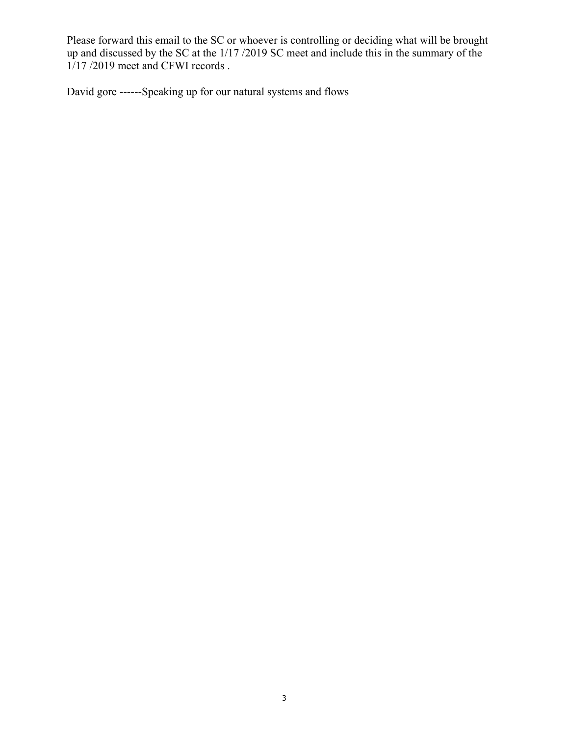Please forward this email to the SC or whoever is controlling or deciding what will be brought up and discussed by the SC at the 1/17 /2019 SC meet and include this in the summary of the 1/17 /2019 meet and CFWI records .

David gore ------Speaking up for our natural systems and flows